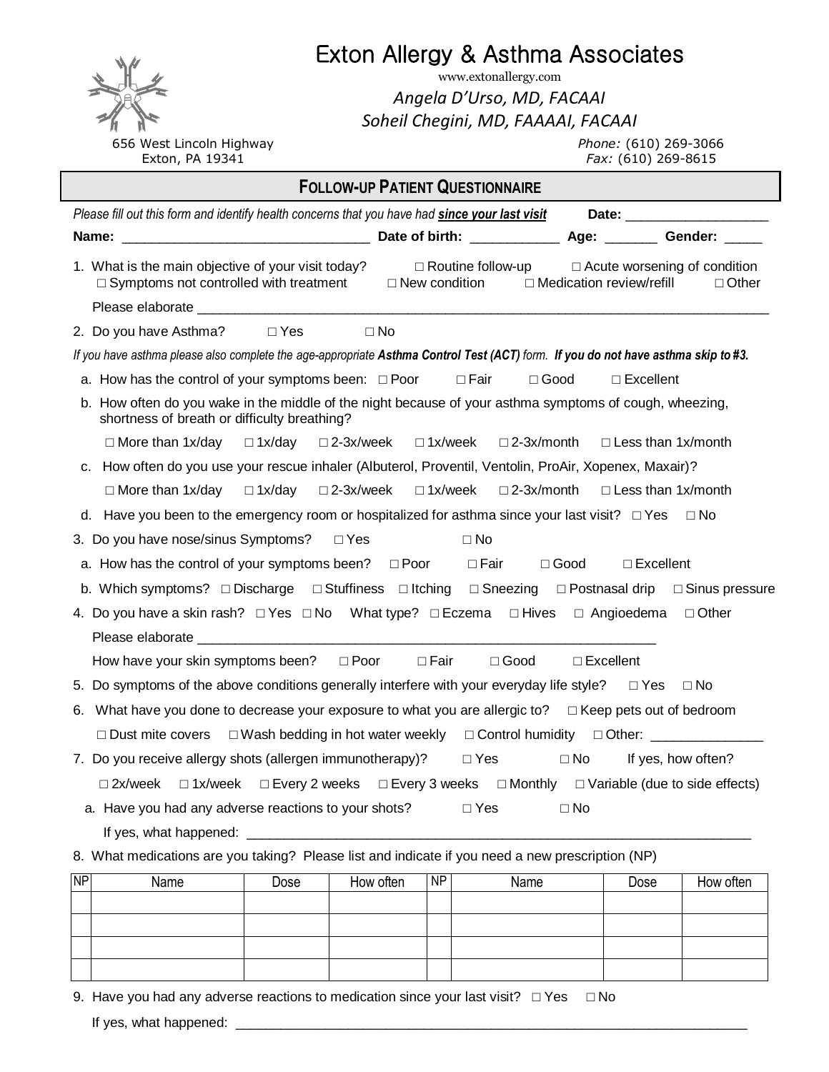# Exton Allergy & Asthma Associates

www.extonallergy.com

*Angela D'Urso, MD, FACAAI*

*Soheil Chegini, MD, FAAAAI, FACAAI*

656 West Lincoln Highway
Exton, PA 19341

*Phone:* (610) 269-3066
*Fax:* (610) 269-8615

## FOLLOW-UP PATIENT QUESTIONNAIRE

*Please fill out this form and identify health concerns that you have had **since your last visit*** **Date:** ___________________

**Name:** _________________________________ **Date of birth:** ____________ **Age:** _______ **Gender:** _____

1. What is the main objective of your visit today? □ Routine follow-up □ Acute worsening of condition □ Symptoms not controlled with treatment □ New condition □ Medication review/refill □ Other

   Please elaborate ______________________________________________________________________________

2. Do you have Asthma? □ Yes □ No

*If you have asthma please also complete the age-appropriate **Asthma Control Test (ACT)** form. **If you do not have asthma skip to #3.***

   a. How has the control of your symptoms been: □ Poor □ Fair □ Good □ Excellent

   b. How often do you wake in the middle of the night because of your asthma symptoms of cough, wheezing, shortness of breath or difficulty breathing?

   □ More than 1x/day □ 1x/day □ 2-3x/week □ 1x/week □ 2-3x/month □ Less than 1x/month

   c. How often do you use your rescue inhaler (Albuterol, Proventil, Ventolin, ProAir, Xopenex, Maxair)?

   □ More than 1x/day □ 1x/day □ 2-3x/week □ 1x/week □ 2-3x/month □ Less than 1x/month

   d. Have you been to the emergency room or hospitalized for asthma since your last visit? □ Yes □ No

3. Do you have nose/sinus Symptoms? □ Yes □ No

   a. How has the control of your symptoms been? □ Poor □ Fair □ Good □ Excellent

   b. Which symptoms? □ Discharge □ Stuffiness □ Itching □ Sneezing □ Postnasal drip □ Sinus pressure

4. Do you have a skin rash? □ Yes □ No What type? □ Eczema □ Hives □ Angioedema □ Other

   Please elaborate _______________________________________________________________

   How have your skin symptoms been? □ Poor □ Fair □ Good □ Excellent

5. Do symptoms of the above conditions generally interfere with your everyday life style? □ Yes □ No

6. What have you done to decrease your exposure to what you are allergic to? □ Keep pets out of bedroom

   □ Dust mite covers □ Wash bedding in hot water weekly □ Control humidity □ Other: _______________

7. Do you receive allergy shots (allergen immunotherapy)? □ Yes □ No If yes, how often?

   □ 2x/week □ 1x/week □ Every 2 weeks □ Every 3 weeks □ Monthly □ Variable (due to side effects)

   a. Have you had any adverse reactions to your shots? □ Yes □ No

   If yes, what happened: ______________________________________________________________________

8. What medications are you taking? Please list and indicate if you need a new prescription (NP)

| NP | Name | Dose | How often | NP | Name | Dose | How often |
|---|---|---|---|---|---|---|---|
| | | | | | | | |
| | | | | | | | |
| | | | | | | | |
| | | | | | | | |

9. Have you had any adverse reactions to medication since your last visit? □ Yes □ No

   If yes, what happened: _________________________________________________________________________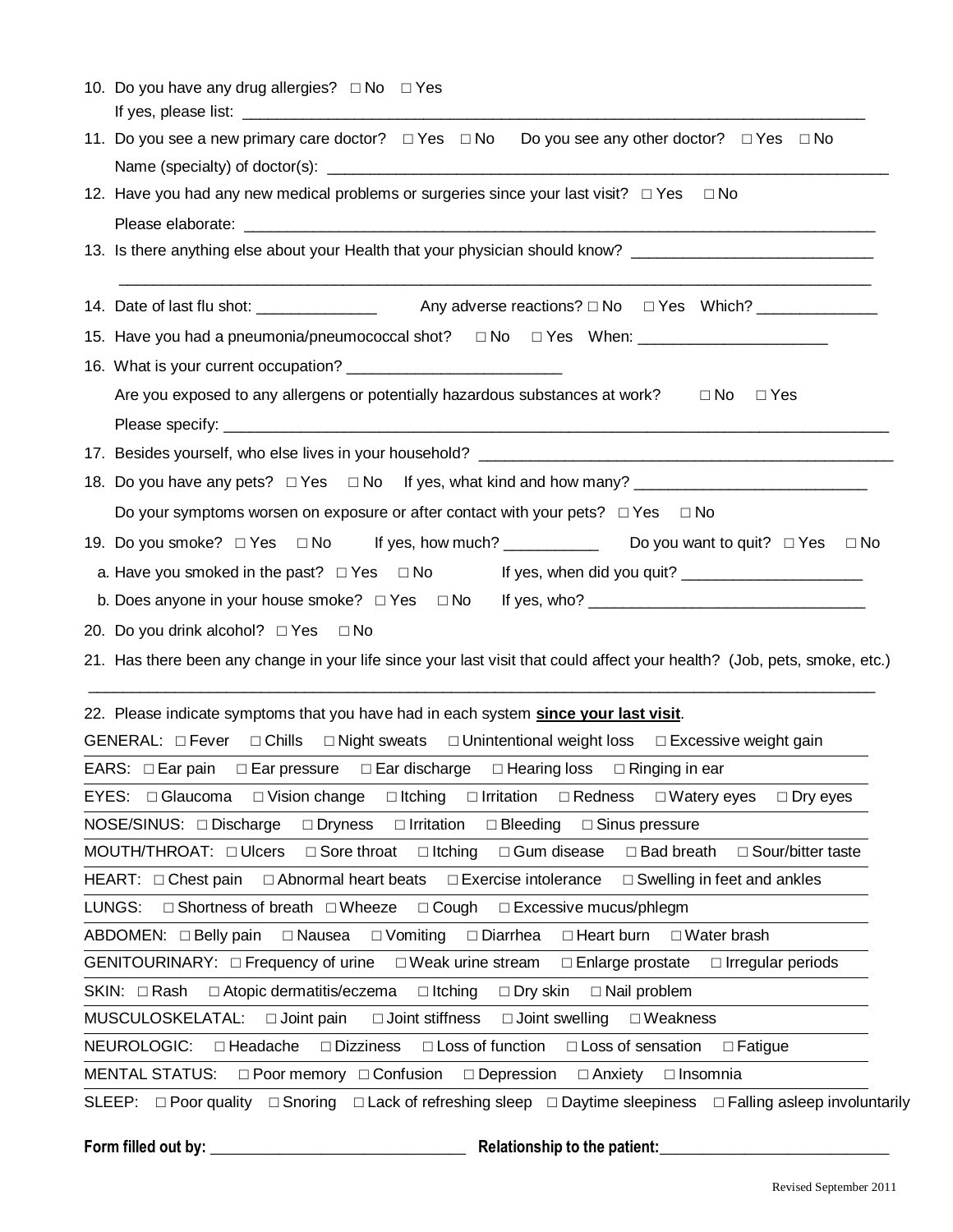10. Do you have any drug allergies? □ No □ Yes

    If yes, please list: ___________________________________________________________________________

11. Do you see a new primary care doctor? □ Yes □ No Do you see any other doctor? □ Yes □ No

    Name (specialty) of doctor(s): ___________________________________________________________________

12. Have you had any new medical problems or surgeries since your last visit? □ Yes □ No

    Please elaborate: ________________________________________________________________________

13. Is there anything else about your Health that your physician should know? ___________________________

    ___________________________________________________________________________________________

14. Date of last flu shot: ______________ Any adverse reactions? □ No □ Yes Which? ______________

15. Have you had a pneumonia/pneumococcal shot? □ No □ Yes When: ______________________

16. What is your current occupation? _________________________

    Are you exposed to any allergens or potentially hazardous substances at work? □ No □ Yes

    Please specify: __________________________________________________________________________

17. Besides yourself, who else lives in your household? _________________________________________________

18. Do you have any pets? □ Yes □ No If yes, what kind and how many? ___________________________

    Do your symptoms worsen on exposure or after contact with your pets? □ Yes □ No

19. Do you smoke? □ Yes □ No If yes, how much? ___________ Do you want to quit? □ Yes □ No

    a. Have you smoked in the past? □ Yes □ No If yes, when did you quit? _____________________

    b. Does anyone in your house smoke? □ Yes □ No If yes, who? ________________________________

20. Do you drink alcohol? □ Yes □ No

21. Has there been any change in your life since your last visit that could affect your health? (Job, pets, smoke, etc.)

    ___________________________________________________________________________________________

22. Please indicate symptoms that you have had in each system **since your last visit**.

GENERAL: □ Fever □ Chills □ Night sweats □ Unintentional weight loss □ Excessive weight gain

EARS: □ Ear pain □ Ear pressure □ Ear discharge □ Hearing loss □ Ringing in ear

EYES: □ Glaucoma □ Vision change □ Itching □ Irritation □ Redness □ Watery eyes □ Dry eyes

NOSE/SINUS: □ Discharge □ Dryness □ Irritation □ Bleeding □ Sinus pressure

MOUTH/THROAT: □ Ulcers □ Sore throat □ Itching □ Gum disease □ Bad breath □ Sour/bitter taste

HEART: □ Chest pain □ Abnormal heart beats □ Exercise intolerance □ Swelling in feet and ankles

LUNGS: □ Shortness of breath □ Wheeze □ Cough □ Excessive mucus/phlegm

ABDOMEN: □ Belly pain □ Nausea □ Vomiting □ Diarrhea □ Heart burn □ Water brash

GENITOURINARY: □ Frequency of urine □ Weak urine stream □ Enlarge prostate □ Irregular periods

SKIN: □ Rash □ Atopic dermatitis/eczema □ Itching □ Dry skin □ Nail problem

MUSCULOSKELATAL: □ Joint pain □ Joint stiffness □ Joint swelling □ Weakness

NEUROLOGIC: □ Headache □ Dizziness □ Loss of function □ Loss of sensation □ Fatigue

MENTAL STATUS: □ Poor memory □ Confusion □ Depression □ Anxiety □ Insomnia

SLEEP: □ Poor quality □ Snoring □ Lack of refreshing sleep □ Daytime sleepiness □ Falling asleep involuntarily

**Form filled out by:** ______________________________ **Relationship to the patient:**____________________________

Revised September 2011